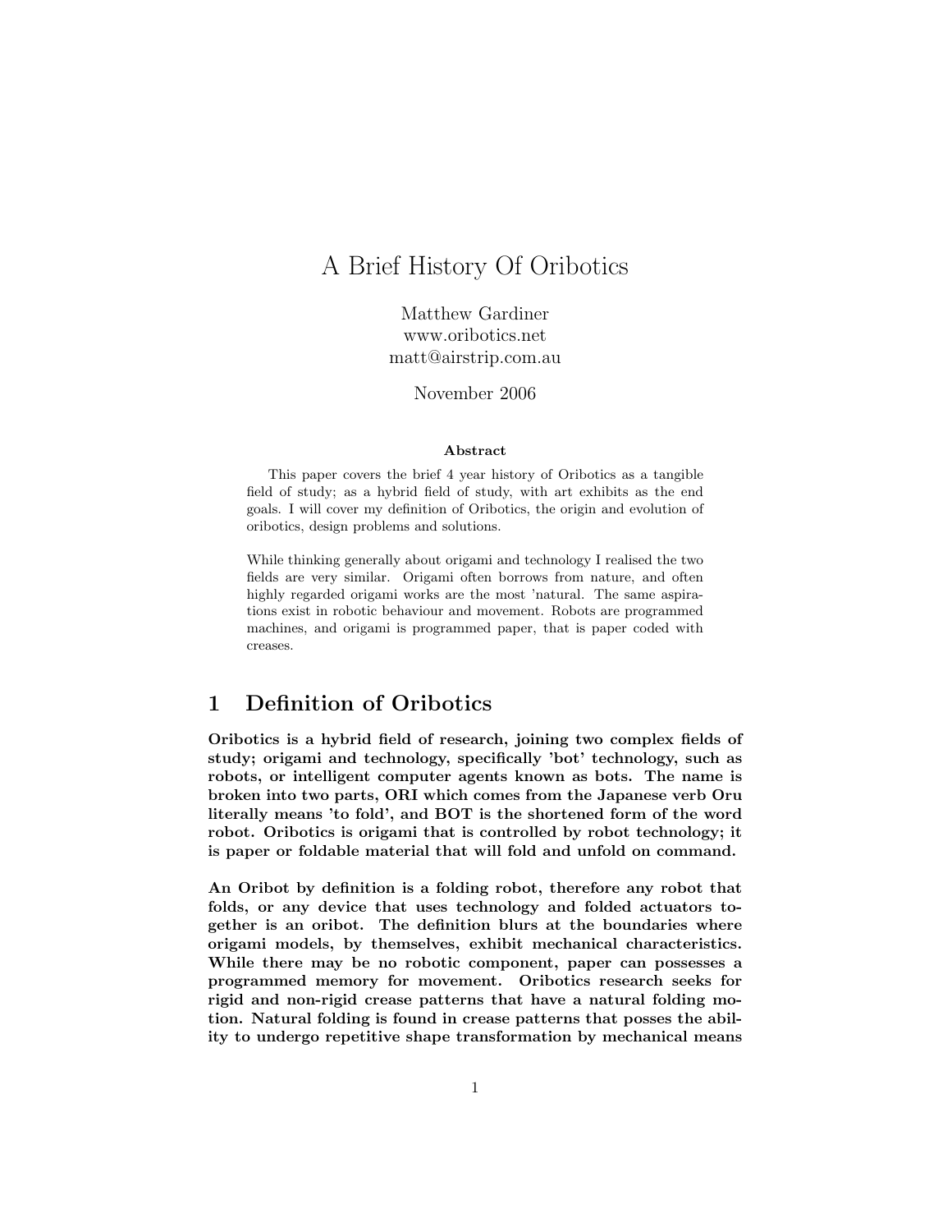# A Brief History Of Oribotics

Matthew Gardiner
www.oribotics.net
matt@airstrip.com.au

November 2006

**Abstract**

This paper covers the brief 4 year history of Oribotics as a tangible field of study; as a hybrid field of study, with art exhibits as the end goals. I will cover my definition of Oribotics, the origin and evolution of oribotics, design problems and solutions.

While thinking generally about origami and technology I realised the two fields are very similar. Origami often borrows from nature, and often highly regarded origami works are the most 'natural. The same aspirations exist in robotic behaviour and movement. Robots are programmed machines, and origami is programmed paper, that is paper coded with creases.

## 1 Definition of Oribotics

**Oribotics is a hybrid field of research, joining two complex fields of study; origami and technology, specifically 'bot' technology, such as robots, or intelligent computer agents known as bots. The name is broken into two parts, ORI which comes from the Japanese verb Oru literally means 'to fold', and BOT is the shortened form of the word robot. Oribotics is origami that is controlled by robot technology; it is paper or foldable material that will fold and unfold on command.**

**An Oribot by definition is a folding robot, therefore any robot that folds, or any device that uses technology and folded actuators together is an oribot. The definition blurs at the boundaries where origami models, by themselves, exhibit mechanical characteristics. While there may be no robotic component, paper can possesses a programmed memory for movement. Oribotics research seeks for rigid and non-rigid crease patterns that have a natural folding motion. Natural folding is found in crease patterns that posses the ability to undergo repetitive shape transformation by mechanical means**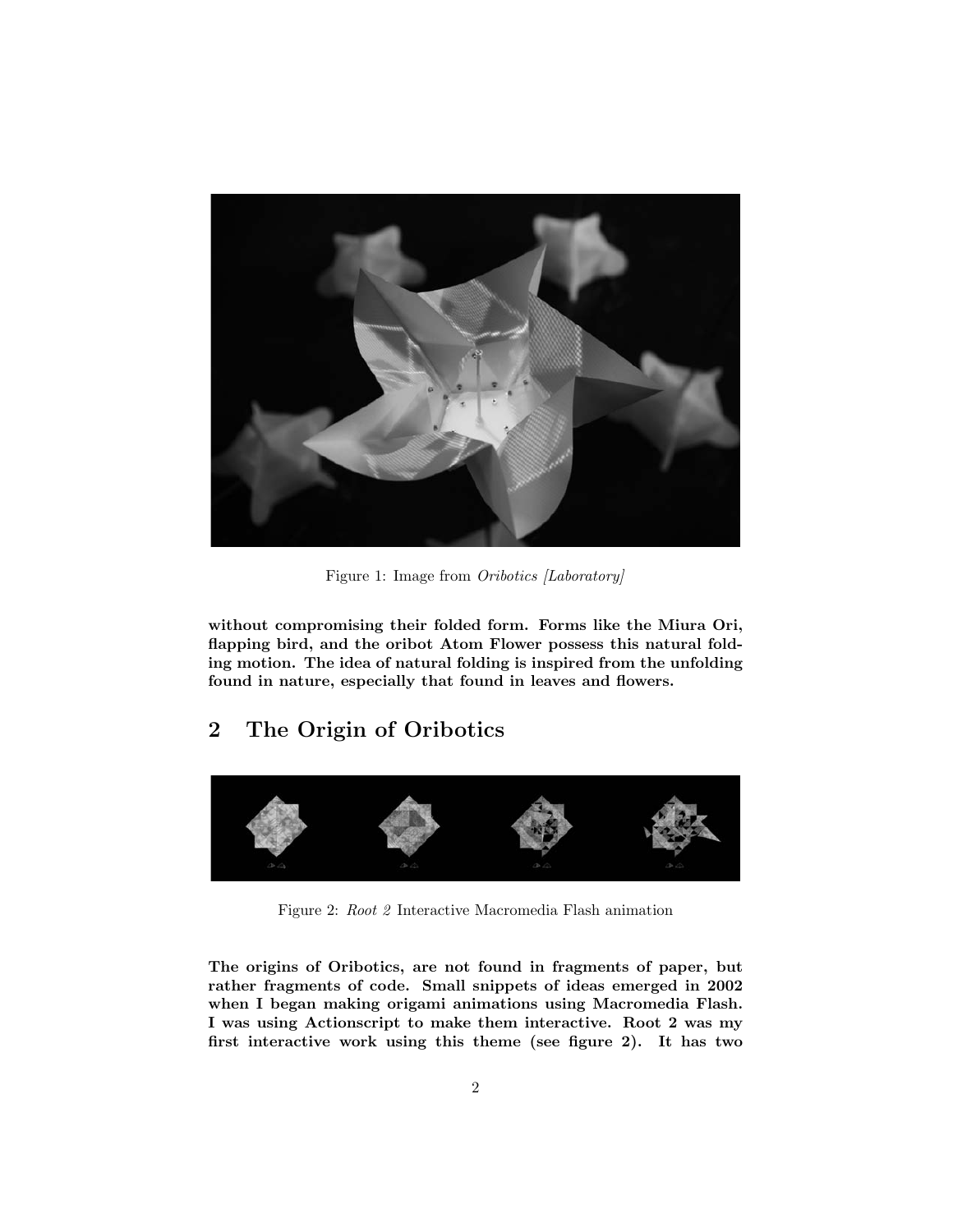Figure 1: Image from *Oribotics [Laboratory]*

**without compromising their folded form. Forms like the Miura Ori, flapping bird, and the oribot Atom Flower possess this natural folding motion. The idea of natural folding is inspired from the unfolding found in nature, especially that found in leaves and flowers.**

## 2 The Origin of Oribotics

Figure 2: *Root 2* Interactive Macromedia Flash animation

**The origins of Oribotics, are not found in fragments of paper, but rather fragments of code. Small snippets of ideas emerged in 2002 when I began making origami animations using Macromedia Flash. I was using Actionscript to make them interactive. Root 2 was my first interactive work using this theme (see figure 2). It has two**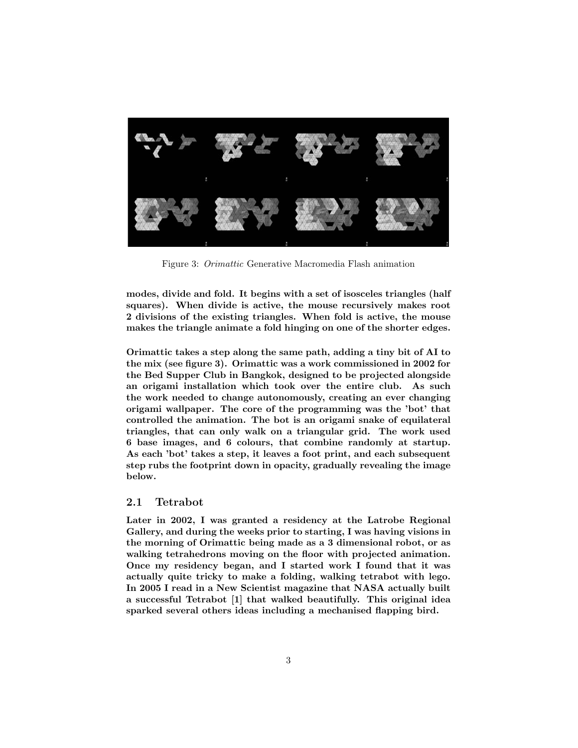Figure 3: *Orimattic* Generative Macromedia Flash animation

**modes, divide and fold. It begins with a set of isosceles triangles (half squares). When divide is active, the mouse recursively makes root 2 divisions of the existing triangles. When fold is active, the mouse makes the triangle animate a fold hinging on one of the shorter edges.**

**Orimattic takes a step along the same path, adding a tiny bit of AI to the mix (see figure 3). Orimattic was a work commissioned in 2002 for the Bed Supper Club in Bangkok, designed to be projected alongside an origami installation which took over the entire club. As such the work needed to change autonomously, creating an ever changing origami wallpaper. The core of the programming was the 'bot' that controlled the animation. The bot is an origami snake of equilateral triangles, that can only walk on a triangular grid. The work used 6 base images, and 6 colours, that combine randomly at startup. As each 'bot' takes a step, it leaves a foot print, and each subsequent step rubs the footprint down in opacity, gradually revealing the image below.**

## 2.1 Tetrabot

**Later in 2002, I was granted a residency at the Latrobe Regional Gallery, and during the weeks prior to starting, I was having visions in the morning of Orimattic being made as a 3 dimensional robot, or as walking tetrahedrons moving on the floor with projected animation. Once my residency began, and I started work I found that it was actually quite tricky to make a folding, walking tetrabot with lego. In 2005 I read in a New Scientist magazine that NASA actually built a successful Tetrabot [1] that walked beautifully. This original idea sparked several others ideas including a mechanised flapping bird.**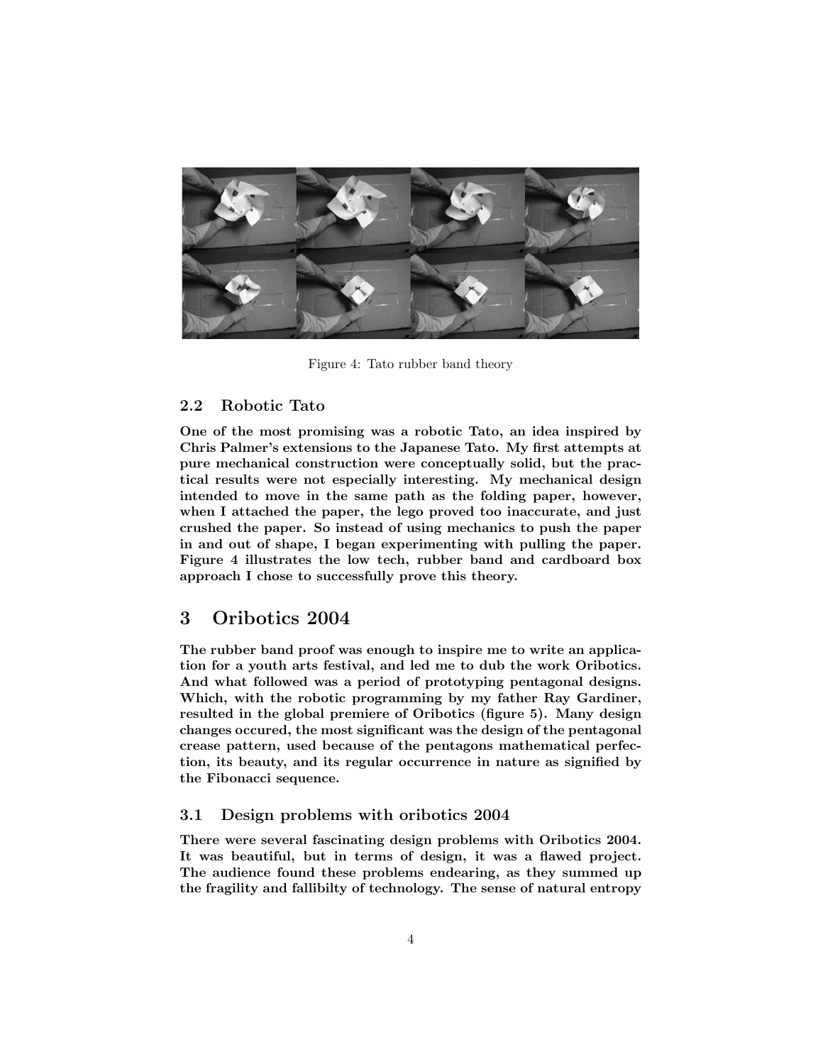Figure 4: Tato rubber band theory

### 2.2 Robotic Tato

**One of the most promising was a robotic Tato, an idea inspired by Chris Palmer's extensions to the Japanese Tato. My first attempts at pure mechanical construction were conceptually solid, but the practical results were not especially interesting. My mechanical design intended to move in the same path as the folding paper, however, when I attached the paper, the lego proved too inaccurate, and just crushed the paper. So instead of using mechanics to push the paper in and out of shape, I began experimenting with pulling the paper. Figure 4 illustrates the low tech, rubber band and cardboard box approach I chose to successfully prove this theory.**

## 3 Oribotics 2004

**The rubber band proof was enough to inspire me to write an application for a youth arts festival, and led me to dub the work Oribotics. And what followed was a period of prototyping pentagonal designs. Which, with the robotic programming by my father Ray Gardiner, resulted in the global premiere of Oribotics (figure 5). Many design changes occured, the most significant was the design of the pentagonal crease pattern, used because of the pentagons mathematical perfection, its beauty, and its regular occurrence in nature as signified by the Fibonacci sequence.**

### 3.1 Design problems with oribotics 2004

**There were several fascinating design problems with Oribotics 2004. It was beautiful, but in terms of design, it was a flawed project. The audience found these problems endearing, as they summed up the fragility and fallibilty of technology. The sense of natural entropy**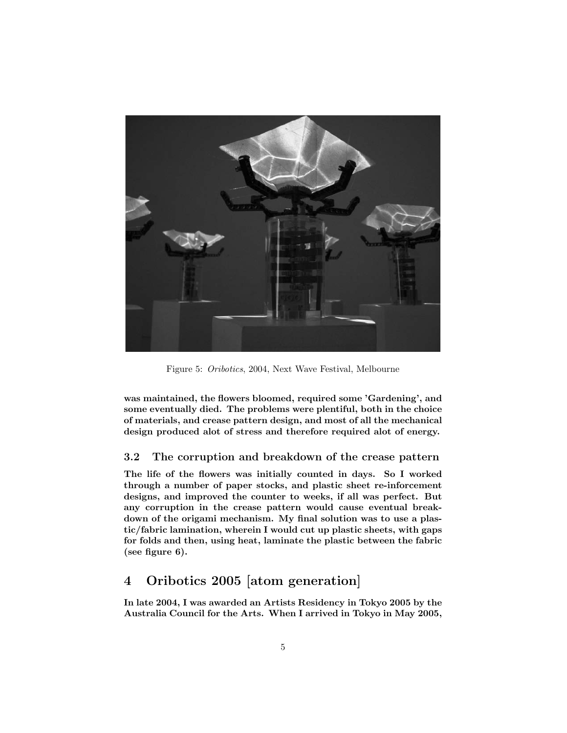Figure 5: *Oribotics*, 2004, Next Wave Festival, Melbourne

**was maintained, the flowers bloomed, required some 'Gardening', and some eventually died. The problems were plentiful, both in the choice of materials, and crease pattern design, and most of all the mechanical design produced alot of stress and therefore required alot of energy.**

### 3.2 The corruption and breakdown of the crease pattern

**The life of the flowers was initially counted in days. So I worked through a number of paper stocks, and plastic sheet re-inforcement designs, and improved the counter to weeks, if all was perfect. But any corruption in the crease pattern would cause eventual breakdown of the origami mechanism. My final solution was to use a plastic/fabric lamination, wherein I would cut up plastic sheets, with gaps for folds and then, using heat, laminate the plastic between the fabric (see figure 6).**

## 4 Oribotics 2005 [atom generation]

**In late 2004, I was awarded an Artists Residency in Tokyo 2005 by the Australia Council for the Arts. When I arrived in Tokyo in May 2005,**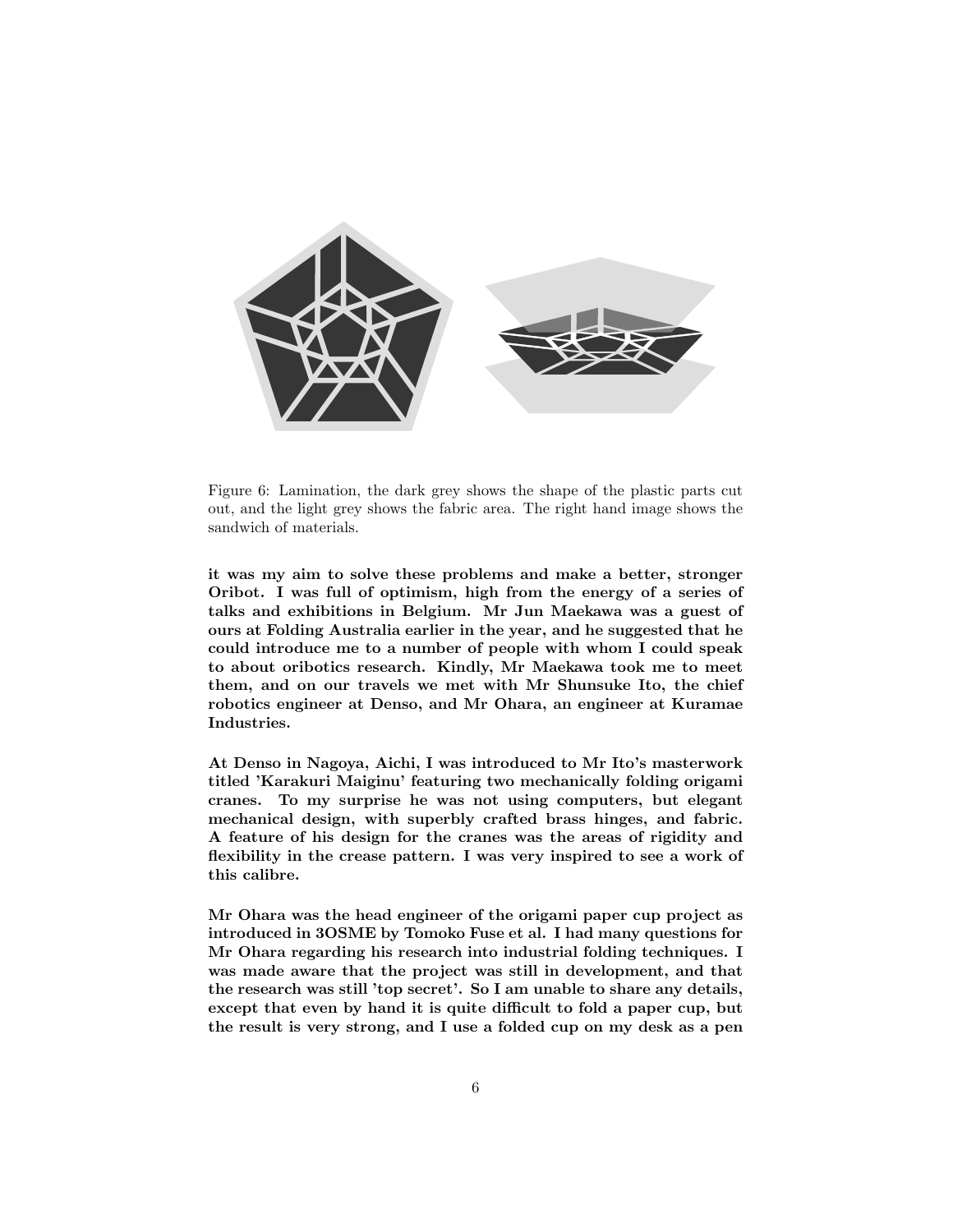Figure 6: Lamination, the dark grey shows the shape of the plastic parts cut out, and the light grey shows the fabric area. The right hand image shows the sandwich of materials.

**it was my aim to solve these problems and make a better, stronger Oribot. I was full of optimism, high from the energy of a series of talks and exhibitions in Belgium. Mr Jun Maekawa was a guest of ours at Folding Australia earlier in the year, and he suggested that he could introduce me to a number of people with whom I could speak to about oribotics research. Kindly, Mr Maekawa took me to meet them, and on our travels we met with Mr Shunsuke Ito, the chief robotics engineer at Denso, and Mr Ohara, an engineer at Kuramae Industries.**

**At Denso in Nagoya, Aichi, I was introduced to Mr Ito's masterwork titled 'Karakuri Maiginu' featuring two mechanically folding origami cranes. To my surprise he was not using computers, but elegant mechanical design, with superbly crafted brass hinges, and fabric. A feature of his design for the cranes was the areas of rigidity and flexibility in the crease pattern. I was very inspired to see a work of this calibre.**

**Mr Ohara was the head engineer of the origami paper cup project as introduced in 3OSME by Tomoko Fuse et al. I had many questions for Mr Ohara regarding his research into industrial folding techniques. I was made aware that the project was still in development, and that the research was still 'top secret'. So I am unable to share any details, except that even by hand it is quite difficult to fold a paper cup, but the result is very strong, and I use a folded cup on my desk as a pen**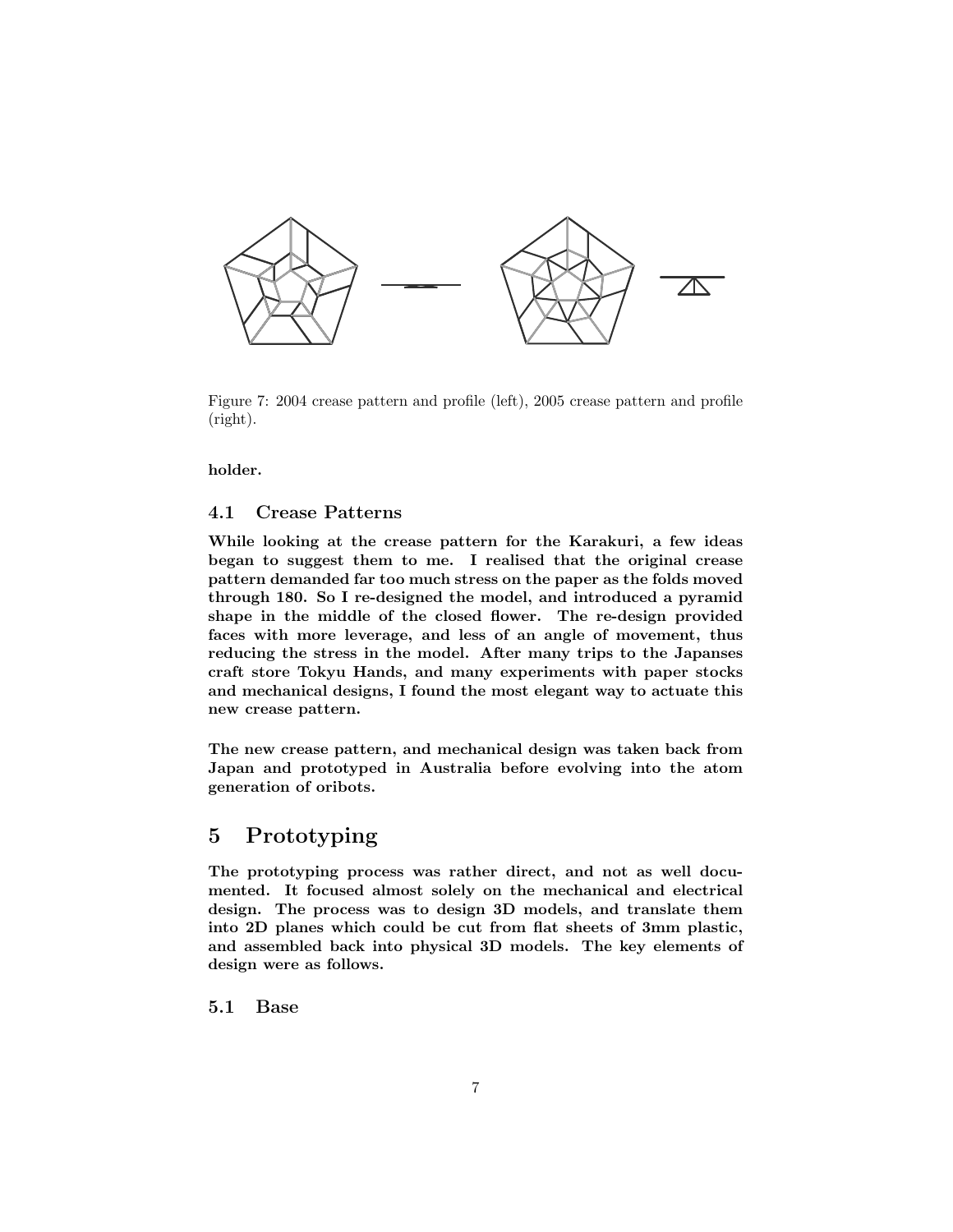Figure 7: 2004 crease pattern and profile (left), 2005 crease pattern and profile (right).

**holder.**

### 4.1 Crease Patterns

**While looking at the crease pattern for the Karakuri, a few ideas began to suggest them to me. I realised that the original crease pattern demanded far too much stress on the paper as the folds moved through 180. So I re-designed the model, and introduced a pyramid shape in the middle of the closed flower. The re-design provided faces with more leverage, and less of an angle of movement, thus reducing the stress in the model. After many trips to the Japanses craft store Tokyu Hands, and many experiments with paper stocks and mechanical designs, I found the most elegant way to actuate this new crease pattern.**

**The new crease pattern, and mechanical design was taken back from Japan and prototyped in Australia before evolving into the atom generation of oribots.**

## 5 Prototyping

**The prototyping process was rather direct, and not as well documented. It focused almost solely on the mechanical and electrical design. The process was to design 3D models, and translate them into 2D planes which could be cut from flat sheets of 3mm plastic, and assembled back into physical 3D models. The key elements of design were as follows.**

### 5.1 Base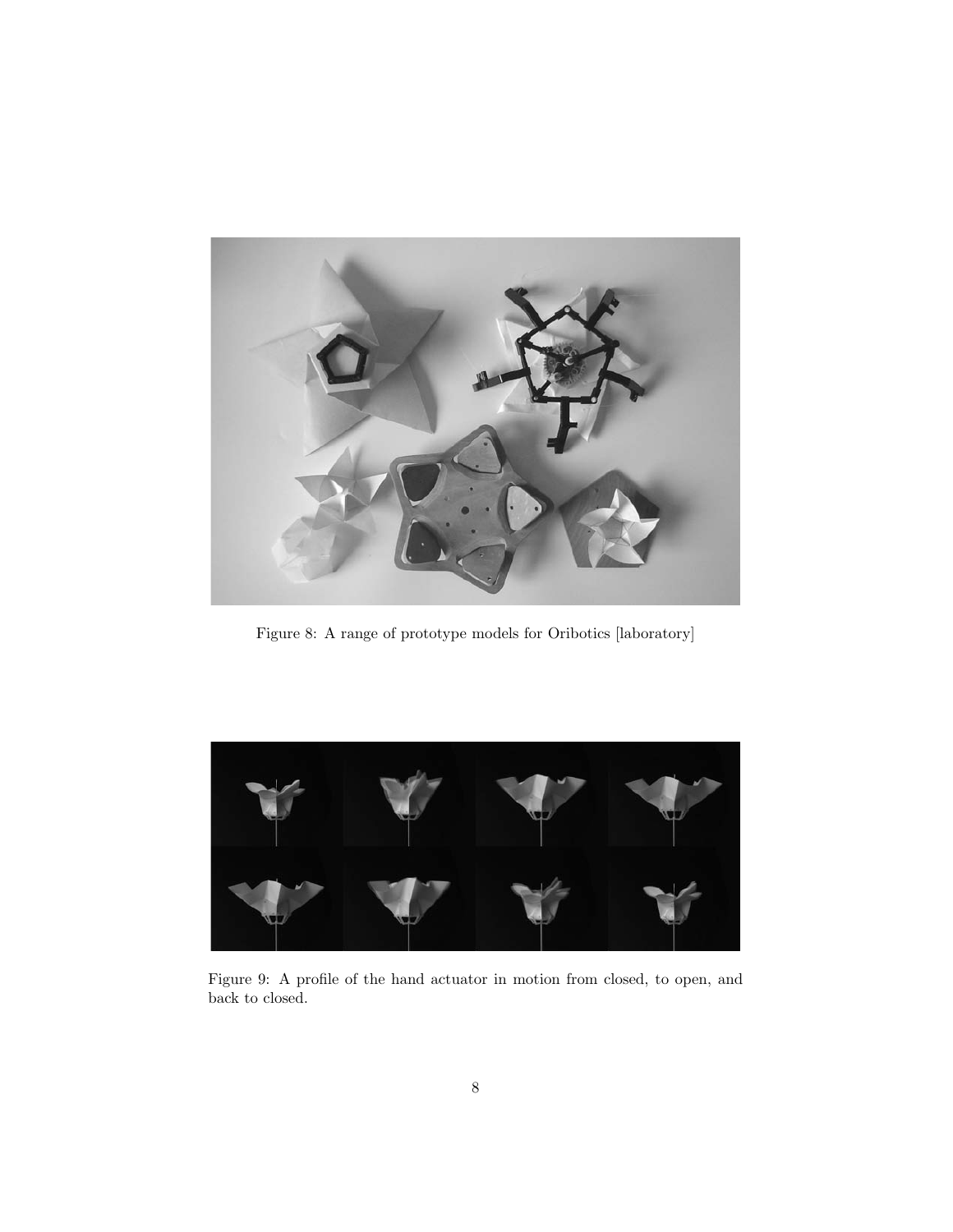Figure 8: A range of prototype models for Oribotics [laboratory]

Figure 9: A profile of the hand actuator in motion from closed, to open, and back to closed.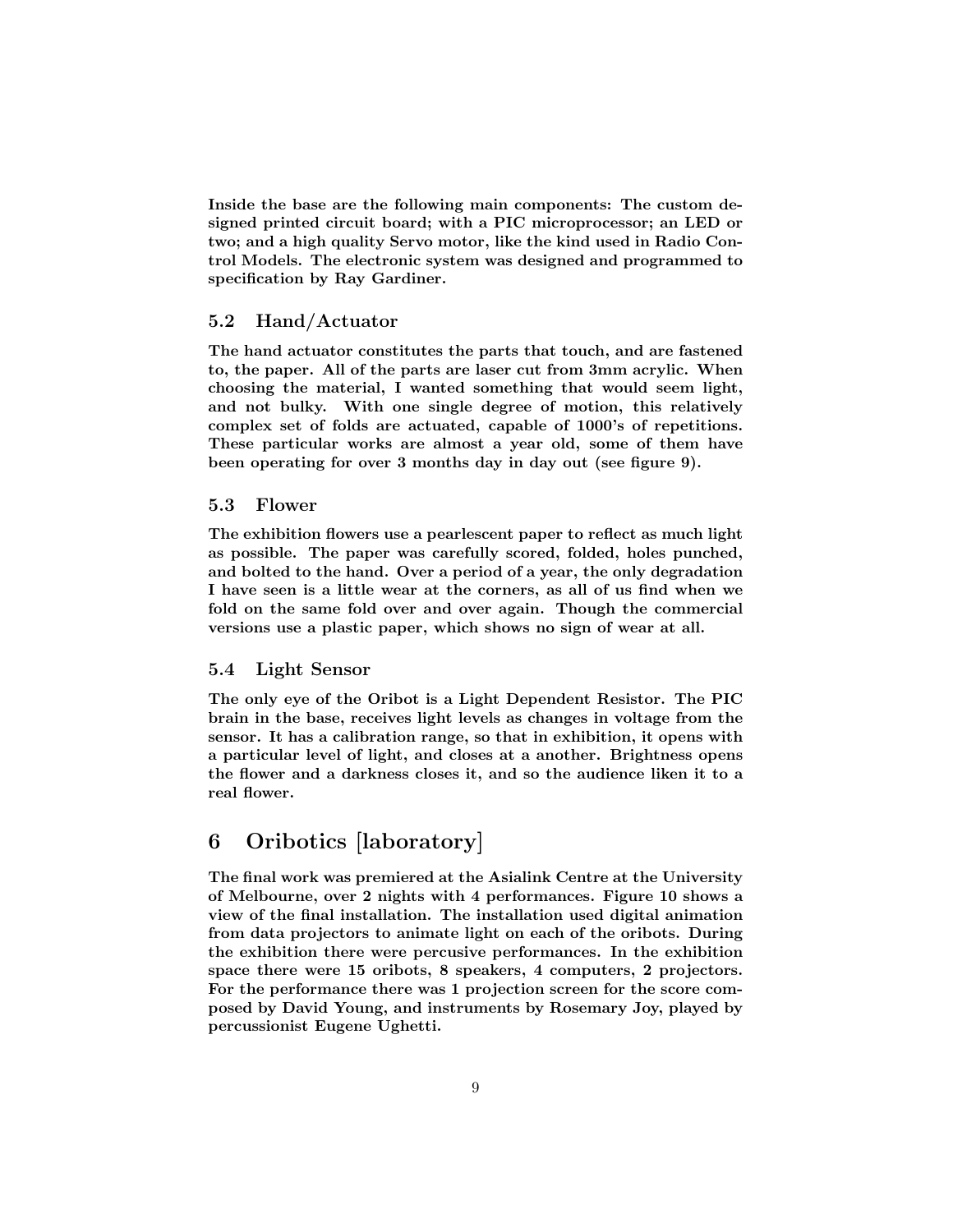Inside the base are the following main components: The custom designed printed circuit board; with a PIC microprocessor; an LED or two; and a high quality Servo motor, like the kind used in Radio Control Models. The electronic system was designed and programmed to specification by Ray Gardiner.

### 5.2 Hand/Actuator

The hand actuator constitutes the parts that touch, and are fastened to, the paper. All of the parts are laser cut from 3mm acrylic. When choosing the material, I wanted something that would seem light, and not bulky. With one single degree of motion, this relatively complex set of folds are actuated, capable of 1000's of repetitions. These particular works are almost a year old, some of them have been operating for over 3 months day in day out (see figure 9).

### 5.3 Flower

The exhibition flowers use a pearlescent paper to reflect as much light as possible. The paper was carefully scored, folded, holes punched, and bolted to the hand. Over a period of a year, the only degradation I have seen is a little wear at the corners, as all of us find when we fold on the same fold over and over again. Though the commercial versions use a plastic paper, which shows no sign of wear at all.

### 5.4 Light Sensor

The only eye of the Oribot is a Light Dependent Resistor. The PIC brain in the base, receives light levels as changes in voltage from the sensor. It has a calibration range, so that in exhibition, it opens with a particular level of light, and closes at a another. Brightness opens the flower and a darkness closes it, and so the audience liken it to a real flower.

## 6 Oribotics [laboratory]

The final work was premiered at the Asialink Centre at the University of Melbourne, over 2 nights with 4 performances. Figure 10 shows a view of the final installation. The installation used digital animation from data projectors to animate light on each of the oribots. During the exhibition there were percusive performances. In the exhibition space there were 15 oribots, 8 speakers, 4 computers, 2 projectors. For the performance there was 1 projection screen for the score composed by David Young, and instruments by Rosemary Joy, played by percussionist Eugene Ughetti.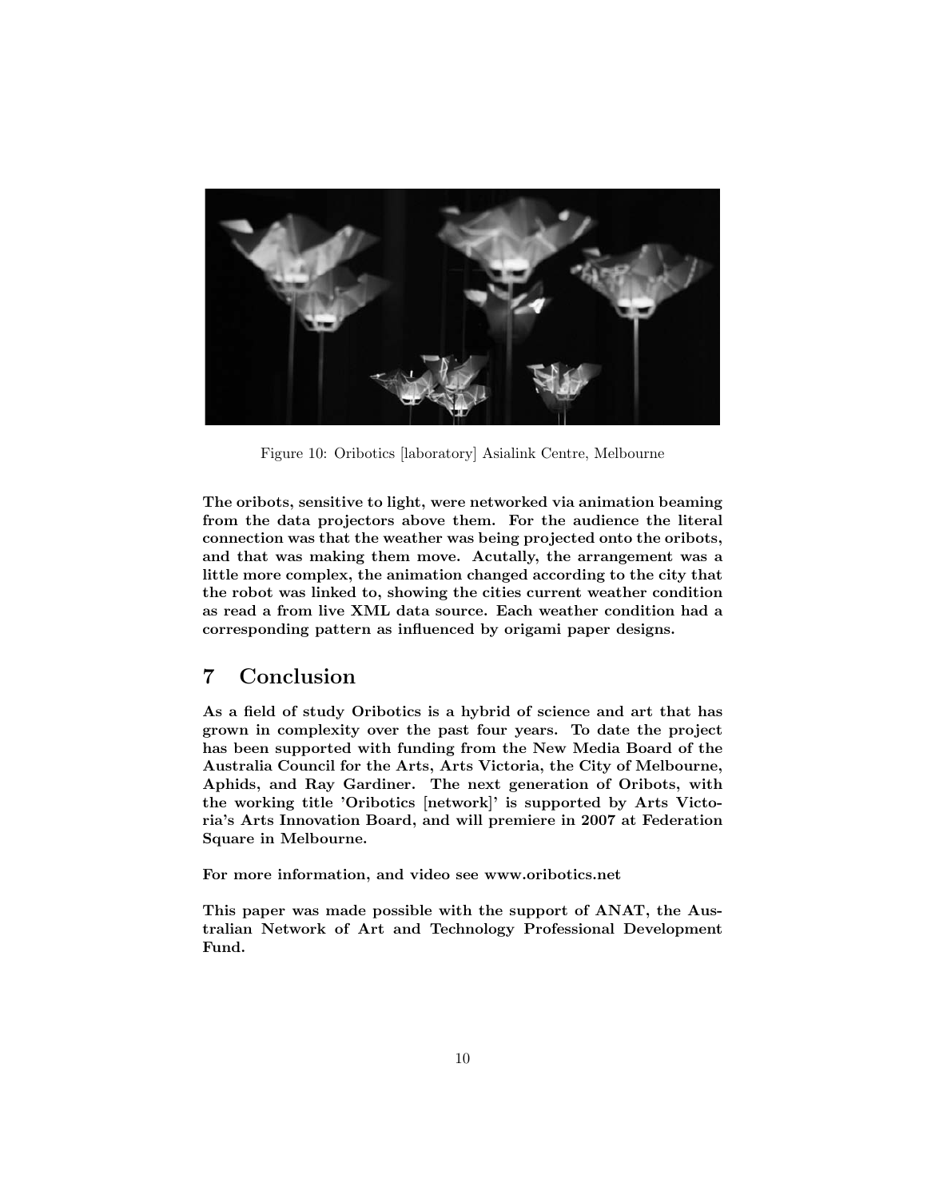Figure 10: Oribotics [laboratory] Asialink Centre, Melbourne

**The oribots, sensitive to light, were networked via animation beaming from the data projectors above them. For the audience the literal connection was that the weather was being projected onto the oribots, and that was making them move. Acutally, the arrangement was a little more complex, the animation changed according to the city that the robot was linked to, showing the cities current weather condition as read a from live XML data source. Each weather condition had a corresponding pattern as influenced by origami paper designs.**

## 7 Conclusion

**As a field of study Oribotics is a hybrid of science and art that has grown in complexity over the past four years. To date the project has been supported with funding from the New Media Board of the Australia Council for the Arts, Arts Victoria, the City of Melbourne, Aphids, and Ray Gardiner. The next generation of Oribots, with the working title 'Oribotics [network]' is supported by Arts Victoria's Arts Innovation Board, and will premiere in 2007 at Federation Square in Melbourne.**

**For more information, and video see www.oribotics.net**

**This paper was made possible with the support of ANAT, the Australian Network of Art and Technology Professional Development Fund.**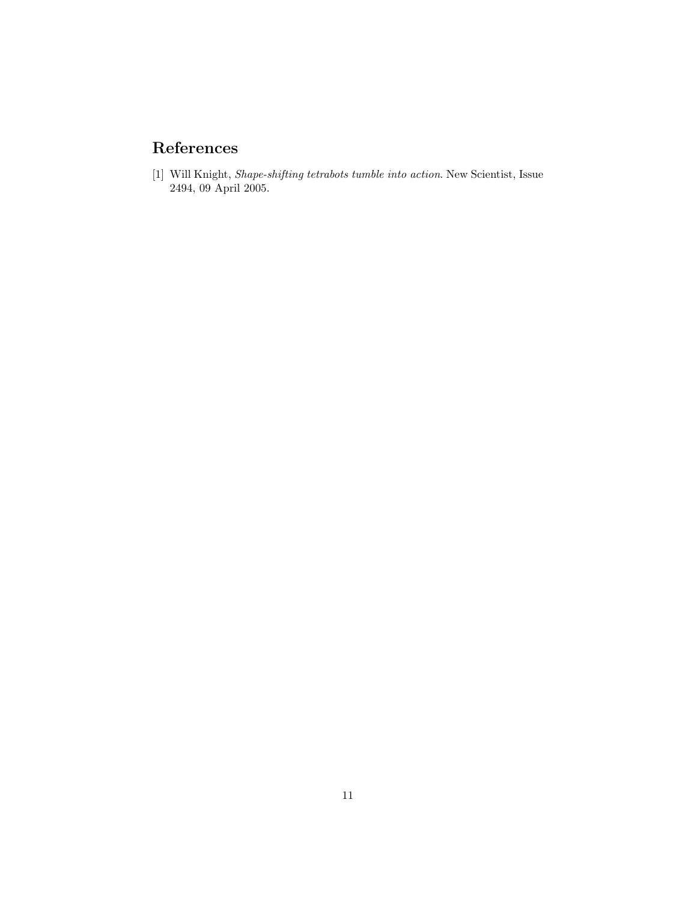## References

[1] Will Knight, *Shape-shifting tetrabots tumble into action*. New Scientist, Issue 2494, 09 April 2005.